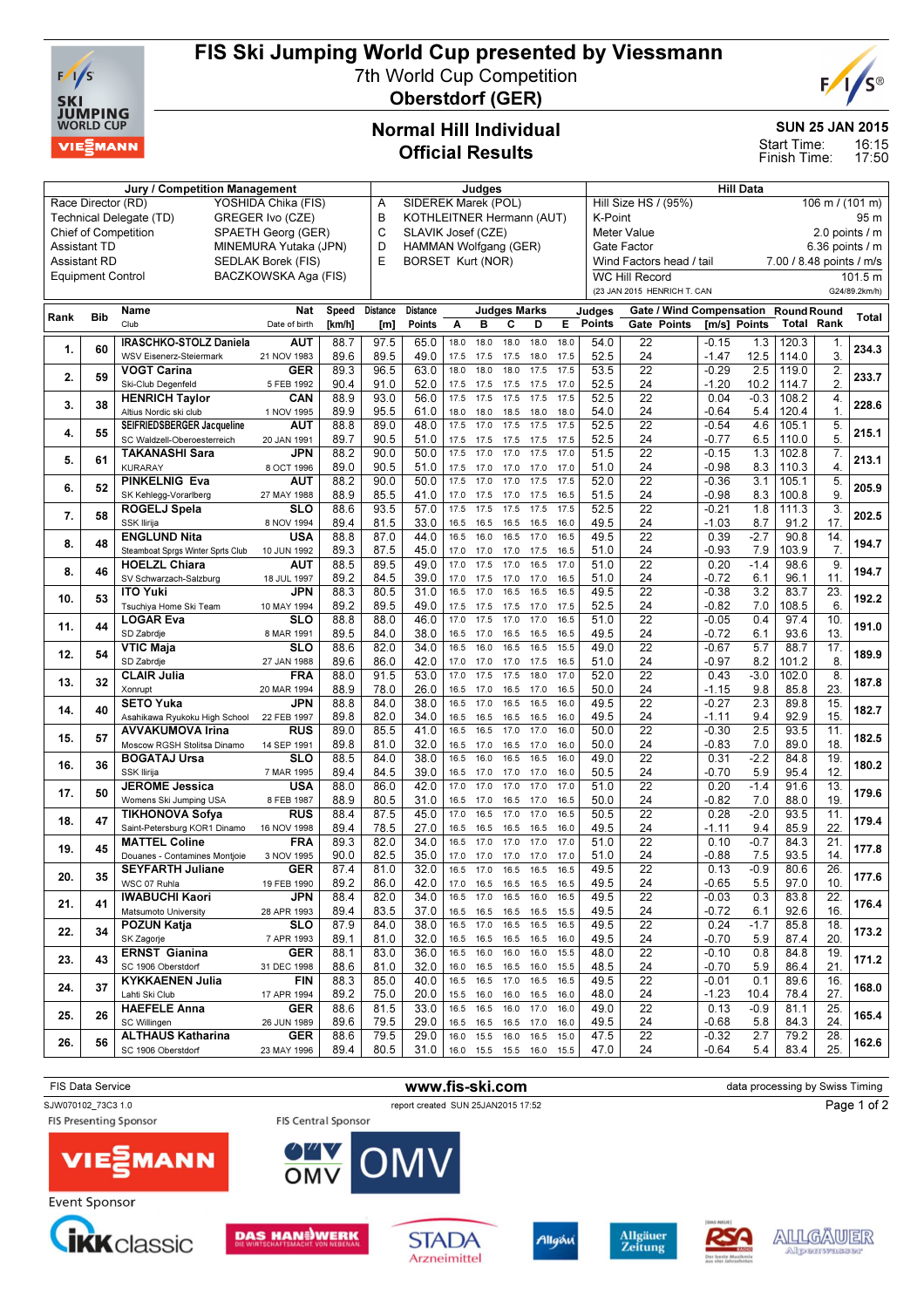# FIS Ski Jumping World Cup presented by Viessmann

7th World Cup Competition

**Oberstdorf (GER)**

## Normal Hill Individual
## Official Results

**SUN 25 JAN 2015**

Start Time: 16:15

Finish Time: 17:50

| Jury / Competition Management | | Judges | | Hill Data | |
|---|---|---|---|---|---|
| Race Director (RD) | YOSHIDA Chika (FIS) | A | SIDEREK Marek (POL) | Hill Size HS / (95%) | 106 m / (101 m) |
| Technical Delegate (TD) | GREGER Ivo (CZE) | B | KOTHLEITNER Hermann (AUT) | K-Point | 95 m |
| Chief of Competition | SPAETH Georg (GER) | C | SLAVIK Josef (CZE) | Meter Value | 2.0 points / m |
| Assistant TD | MINEMURA Yutaka (JPN) | D | HAMMAN Wolfgang (GER) | Gate Factor | 6.36 points / m |
| Assistant RD | SEDLAK Borek (FIS) | E | BORSET Kurt (NOR) | Wind Factors head / tail | 7.00 / 8.48 points / m/s |
| Equipment Control | BACZKOWSKA Aga (FIS) | | | WC Hill Record | 101.5 m |
| | | | | (23 JAN 2015 HENRICH T. CAN | G24/89.2km/h) |

| Rank | Bib | Name / Club | Nat / Date of birth | Speed [km/h] | Distance [m] | Distance Points | A | B | C | D | E | Judges Points | Gate | Gate Points | Wind [m/s] | Wind Points | Round Total | Round Rank | Total |
|---|---|---|---|---|---|---|---|---|---|---|---|---|---|---|---|---|---|---|---|
| 1. | 60 | IRASCHKO-STOLZ Daniela | AUT | 88.7 | 97.5 | 65.0 | 18.0 | 18.0 | 18.0 | 18.0 | 18.0 | 54.0 | 22 | | -0.15 | 1.3 | 120.3 | 1. | 234.3 |
| | | WSV Eisenerz-Steiermark | 21 NOV 1983 | 89.6 | 89.5 | 49.0 | 17.5 | 17.5 | 17.5 | 18.0 | 17.5 | 52.5 | 24 | | -1.47 | 12.5 | 114.0 | 3. | |
| 2. | 59 | VOGT Carina | GER | 89.3 | 96.5 | 63.0 | 18.0 | 18.0 | 18.0 | 17.5 | 17.5 | 53.5 | 22 | | -0.29 | 2.5 | 119.0 | 2. | 233.7 |
| | | Ski-Club Degenfeld | 5 FEB 1992 | 90.4 | 91.0 | 52.0 | 17.5 | 17.5 | 17.5 | 17.5 | 17.0 | 52.5 | 24 | | -1.20 | 10.2 | 114.7 | 2. | |
| 3. | 38 | HENRICH Taylor | CAN | 88.9 | 93.0 | 56.0 | 17.5 | 17.5 | 17.5 | 17.5 | 17.5 | 52.5 | 22 | | 0.04 | -0.3 | 108.2 | 4. | 228.6 |
| | | Altius Nordic ski club | 1 NOV 1995 | 89.9 | 95.5 | 61.0 | 18.0 | 18.0 | 18.5 | 18.0 | 18.0 | 54.0 | 24 | | -0.64 | 5.4 | 120.4 | 1. | |
| 4. | 55 | SEIFRIEDSBERGER Jacqueline | AUT | 88.8 | 89.0 | 48.0 | 17.5 | 17.0 | 17.5 | 17.5 | 17.5 | 52.5 | 22 | | -0.54 | 4.6 | 105.1 | 5. | 215.1 |
| | | SC Waldzell-Oberoesterreich | 20 JAN 1991 | 89.7 | 90.5 | 51.0 | 17.5 | 17.5 | 17.5 | 17.5 | 17.5 | 52.5 | 24 | | -0.77 | 6.5 | 110.0 | 5. | |
| 5. | 61 | TAKANASHI Sara | JPN | 88.2 | 90.0 | 50.0 | 17.5 | 17.0 | 17.0 | 17.5 | 17.0 | 51.5 | 22 | | -0.15 | 1.3 | 102.8 | 7. | 213.1 |
| | | KURARAY | 8 OCT 1996 | 89.0 | 90.5 | 51.0 | 17.5 | 17.0 | 17.0 | 17.0 | 17.0 | 51.0 | 24 | | -0.98 | 8.3 | 110.3 | 4. | |
| 6. | 52 | PINKELNIG Eva | AUT | 88.2 | 90.0 | 50.0 | 17.5 | 17.0 | 17.0 | 17.5 | 17.5 | 52.0 | 22 | | -0.36 | 3.1 | 105.1 | 5. | 205.9 |
| | | SK Kehlegg-Vorarlberg | 27 MAY 1988 | 88.9 | 85.5 | 41.0 | 17.0 | 17.0 | 17.5 | 17.5 | 16.5 | 51.5 | 24 | | -0.98 | 8.3 | 100.8 | 9. | |
| 7. | 58 | ROGELJ Spela | SLO | 88.6 | 93.5 | 57.0 | 17.5 | 17.5 | 17.5 | 17.5 | 17.5 | 52.5 | 22 | | -0.21 | 1.8 | 111.3 | 3. | 202.5 |
| | | SSK Ilirija | 8 NOV 1994 | 89.4 | 81.5 | 33.0 | 16.5 | 16.5 | 16.5 | 16.5 | 16.0 | 49.5 | 24 | | -1.03 | 8.7 | 91.2 | 17. | |
| 8. | 48 | ENGLUND Nita | USA | 88.8 | 87.0 | 44.0 | 16.5 | 16.0 | 16.5 | 17.0 | 16.5 | 49.5 | 22 | | 0.39 | -2.7 | 90.8 | 14. | 194.7 |
| | | Steamboat Sprgs Winter Sprts Club | 10 JUN 1992 | 89.3 | 87.5 | 45.0 | 17.0 | 17.0 | 17.0 | 17.5 | 16.5 | 51.0 | 24 | | -0.93 | 7.9 | 103.9 | 7. | |
| 8. | 46 | HOELZL Chiara | AUT | 88.5 | 89.5 | 49.0 | 17.0 | 17.5 | 17.0 | 16.5 | 17.0 | 51.0 | 22 | | 0.20 | -1.4 | 98.6 | 9. | 194.7 |
| | | SV Schwarzach-Salzburg | 18 JUL 1997 | 89.2 | 84.5 | 39.0 | 17.0 | 17.0 | 17.0 | 17.0 | 16.5 | 51.0 | 24 | | -0.72 | 6.1 | 96.1 | 11. | |
| 10. | 53 | ITO Yuki | JPN | 88.3 | 80.5 | 31.0 | 16.5 | 17.0 | 16.5 | 16.5 | 16.5 | 49.5 | 22 | | -0.38 | 3.2 | 83.7 | 23. | 192.2 |
| | | Tsuchiya Home Ski Team | 10 MAY 1994 | 89.2 | 89.5 | 49.0 | 17.5 | 17.5 | 17.5 | 17.0 | 17.5 | 52.5 | 24 | | -0.82 | 7.0 | 108.5 | 6. | |
| 11. | 44 | LOGAR Eva | SLO | 88.8 | 88.0 | 46.0 | 17.0 | 17.5 | 17.0 | 17.0 | 16.5 | 51.0 | 22 | | -0.05 | 0.4 | 97.4 | 10. | 191.0 |
| | | SD Zabrdje | 8 MAR 1991 | 89.5 | 84.0 | 38.0 | 16.5 | 17.0 | 16.5 | 16.5 | 16.5 | 49.5 | 24 | | -0.72 | 6.1 | 93.6 | 13. | |
| 12. | 54 | VTIC Maja | SLO | 88.6 | 82.0 | 34.0 | 16.5 | 16.0 | 16.5 | 16.5 | 15.5 | 49.0 | 22 | | -0.67 | 5.7 | 88.7 | 17. | 189.9 |
| | | SD Zabrdje | 27 JAN 1988 | 89.6 | 86.0 | 42.0 | 17.0 | 17.0 | 17.0 | 17.0 | 16.5 | 51.0 | 24 | | -0.97 | 8.2 | 101.2 | 8. | |
| 13. | 32 | CLAIR Julia | FRA | 88.0 | 91.5 | 53.0 | 17.0 | 17.5 | 17.5 | 18.0 | 17.0 | 52.0 | 22 | | 0.43 | -3.0 | 102.0 | 8. | 187.8 |
| | | Xonrupt | 20 MAR 1994 | 88.9 | 78.0 | 26.0 | 16.5 | 17.0 | 16.5 | 17.0 | 16.5 | 50.0 | 24 | | -1.15 | 9.8 | 85.8 | 23. | |
| 14. | 40 | SETO Yuka | JPN | 88.8 | 84.0 | 38.0 | 16.5 | 17.0 | 16.5 | 16.5 | 16.0 | 49.5 | 22 | | -0.27 | 2.3 | 89.8 | 15. | 182.7 |
| | | Asahikawa Ryukoku High School | 22 FEB 1997 | 89.8 | 82.0 | 34.0 | 16.5 | 16.5 | 16.5 | 16.5 | 16.5 | 49.5 | 24 | | -1.11 | 9.4 | 92.9 | 15. | |
| 15. | 57 | AVVAKUMOVA Irina | RUS | 89.0 | 85.5 | 41.0 | 16.5 | 16.5 | 17.0 | 17.0 | 16.0 | 50.0 | 22 | | -0.30 | 2.5 | 93.5 | 11. | 182.5 |
| | | Moscow RGSH Stolitsa Dinamo | 14 SEP 1991 | 89.8 | 81.0 | 32.0 | 16.5 | 17.0 | 16.5 | 17.0 | 16.0 | 50.0 | 24 | | -0.83 | 7.0 | 89.0 | 18. | |
| 16. | 36 | BOGATAJ Ursa | SLO | 88.5 | 84.0 | 38.0 | 16.5 | 16.0 | 16.5 | 16.5 | 16.0 | 49.0 | 22 | | 0.31 | -2.2 | 84.8 | 19. | 180.2 |
| | | SSK Ilirija | 7 MAR 1995 | 89.4 | 84.5 | 39.0 | 16.5 | 17.0 | 17.0 | 17.0 | 16.0 | 50.5 | 24 | | -0.70 | 5.9 | 95.4 | 12. | |
| 17. | 50 | JEROME Jessica | USA | 88.0 | 86.0 | 42.0 | 17.0 | 17.0 | 17.0 | 17.0 | 17.0 | 51.0 | 22 | | 0.20 | -1.4 | 91.6 | 13. | 179.6 |
| | | Womens Ski Jumping USA | 8 FEB 1987 | 88.9 | 80.5 | 31.0 | 16.5 | 17.0 | 16.5 | 17.0 | 16.5 | 50.0 | 24 | | -0.82 | 7.0 | 88.0 | 19. | |
| 18. | 47 | TIKHONOVA Sofya | RUS | 88.4 | 87.5 | 45.0 | 17.0 | 16.5 | 17.0 | 17.0 | 16.5 | 50.5 | 22 | | 0.28 | -2.0 | 93.5 | 11. | 179.4 |
| | | Saint-Petersburg KOR1 Dinamo | 16 NOV 1998 | 89.4 | 78.5 | 27.0 | 16.5 | 16.5 | 16.5 | 16.5 | 16.0 | 49.5 | 24 | | -1.11 | 9.4 | 85.9 | 22. | |
| 19. | 45 | MATTEL Coline | FRA | 89.3 | 82.0 | 34.0 | 16.5 | 17.0 | 17.0 | 17.0 | 17.0 | 51.0 | 22 | | 0.10 | -0.7 | 84.3 | 21. | 177.8 |
| | | Douanes - Contamines Montjoie | 3 NOV 1995 | 90.0 | 82.5 | 35.0 | 17.0 | 17.0 | 17.0 | 17.0 | 17.0 | 51.0 | 24 | | -0.88 | 7.5 | 93.5 | 14. | |
| 20. | 35 | SEYFARTH Juliane | GER | 87.4 | 81.0 | 32.0 | 16.5 | 17.0 | 16.5 | 16.5 | 16.5 | 49.5 | 22 | | 0.13 | -0.9 | 80.6 | 26. | 177.6 |
| | | WSC 07 Ruhla | 19 FEB 1990 | 89.2 | 86.0 | 42.0 | 17.0 | 16.5 | 16.5 | 16.5 | 16.5 | 49.5 | 24 | | -0.65 | 5.5 | 97.0 | 10. | |
| 21. | 41 | IWABUCHI Kaori | JPN | 88.4 | 82.0 | 34.0 | 16.5 | 17.0 | 16.5 | 16.0 | 16.5 | 49.5 | 22 | | -0.03 | 0.3 | 83.8 | 22. | 176.4 |
| | | Matsumoto University | 28 APR 1993 | 89.4 | 83.5 | 37.0 | 16.5 | 16.5 | 16.5 | 16.5 | 16.5 | 49.5 | 24 | | -0.72 | 6.1 | 92.6 | 16. | |
| 22. | 34 | POZUN Katja | SLO | 87.9 | 84.0 | 38.0 | 16.5 | 17.0 | 16.5 | 16.5 | 16.5 | 49.5 | 22 | | 0.24 | -1.7 | 85.8 | 18. | 173.2 |
| | | SK Zagorje | 7 APR 1993 | 89.1 | 81.0 | 32.0 | 16.5 | 16.5 | 16.5 | 16.5 | 16.0 | 49.5 | 24 | | -0.70 | 5.9 | 87.4 | 20. | |
| 23. | 43 | ERNST Gianina | GER | 88.1 | 83.0 | 36.0 | 16.5 | 16.0 | 16.0 | 16.0 | 15.5 | 48.0 | 22 | | -0.10 | 0.8 | 84.8 | 19. | 171.2 |
| | | SC 1906 Oberstdorf | 31 DEC 1998 | 88.6 | 81.0 | 32.0 | 16.0 | 16.5 | 16.5 | 16.0 | 15.5 | 48.5 | 24 | | -0.70 | 5.9 | 86.4 | 21. | |
| 24. | 37 | KYKKAENEN Julia | FIN | 88.3 | 85.0 | 40.0 | 16.5 | 16.5 | 17.0 | 16.5 | 16.5 | 49.5 | 22 | | -0.01 | 0.1 | 89.6 | 16. | 168.0 |
| | | Lahti Ski Club | 17 APR 1994 | 89.2 | 75.0 | 20.0 | 15.5 | 16.0 | 16.0 | 16.5 | 16.0 | 48.0 | 24 | | -1.23 | 10.4 | 78.4 | 27. | |
| 25. | 26 | HAEFELE Anna | GER | 88.6 | 81.5 | 33.0 | 16.5 | 16.5 | 16.0 | 16.5 | 16.0 | 49.0 | 22 | | 0.13 | -0.9 | 81.1 | 25. | 165.4 |
| | | SC Willingen | 26 JUN 1989 | 89.6 | 79.5 | 29.0 | 16.5 | 16.5 | 16.5 | 17.0 | 16.0 | 49.5 | 24 | | -0.68 | 5.8 | 84.3 | 24. | |
| 26. | 56 | ALTHAUS Katharina | GER | 88.6 | 79.5 | 29.0 | 16.0 | 15.5 | 16.0 | 16.5 | 15.0 | 47.5 | 22 | | -0.32 | 2.7 | 79.2 | 28. | 162.6 |
| | | SC 1906 Oberstdorf | 23 MAY 1996 | 89.4 | 80.5 | 31.0 | 16.0 | 15.5 | 15.5 | 16.0 | 15.5 | 47.0 | 24 | | -0.64 | 5.4 | 83.4 | 25. | |

FIS Data Service www.fis-ski.com data processing by Swiss Timing

SJW070102_73C3 1.0 report created SUN 25JAN2015 17:52

FIS Presenting Sponsor: VIESSMANN

FIS Central Sponsor: OMV

Event Sponsor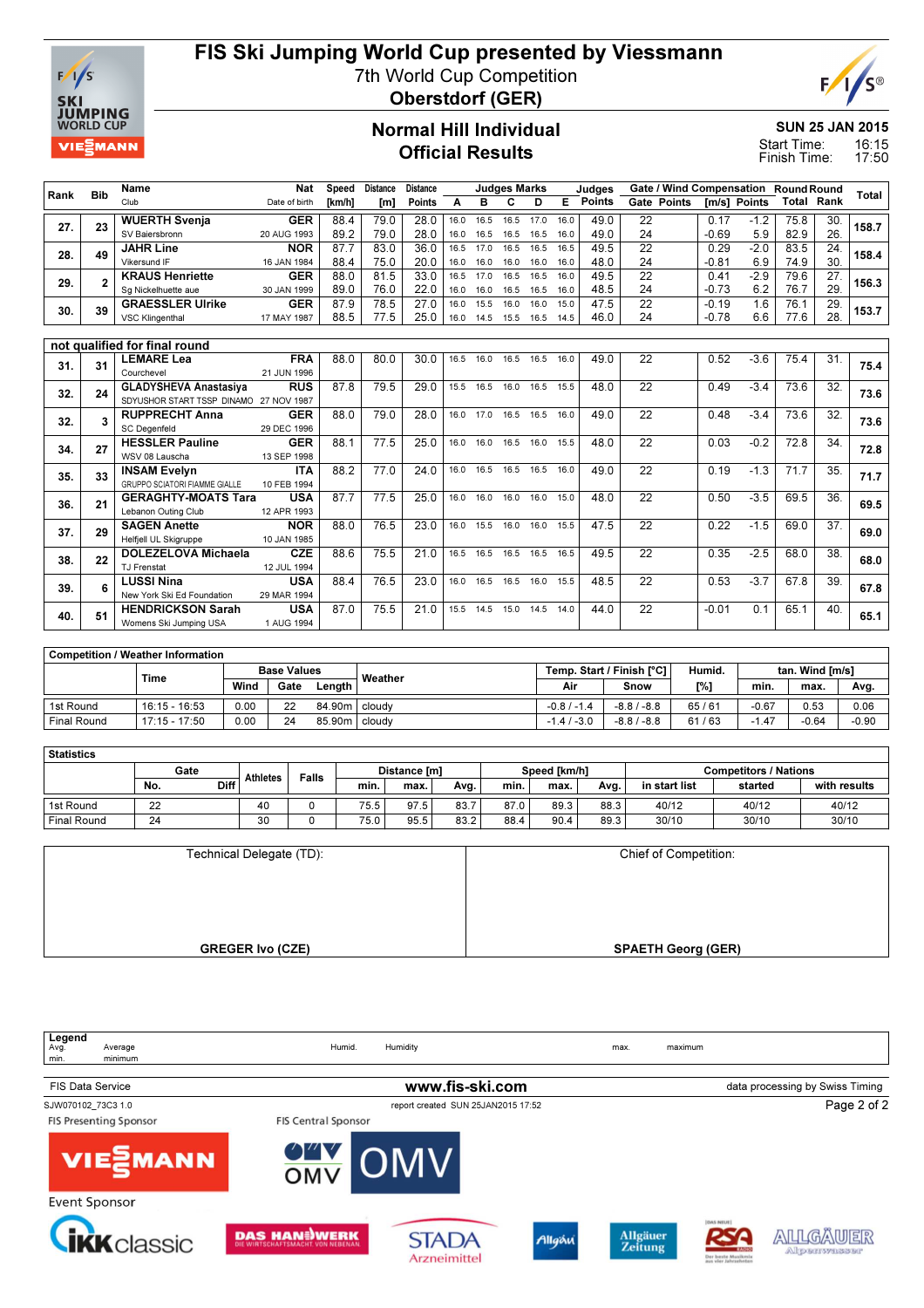# FIS Ski Jumping World Cup presented by Viessmann

7th World Cup Competition

**Oberstdorf (GER)**

## Normal Hill Individual
## Official Results

**SUN 25 JAN 2015**

Start Time: 16:15
Finish Time: 17:50

| Rank | Bib | Name / Club | Nat / Date of birth | Speed [km/h] | Distance [m] | Distance Points | A | B | C | D | E | Judges Points | Gate | Gate Points | Wind [m/s] | Wind Points | Round Total | Round Rank | Total |
|---|---|---|---|---|---|---|---|---|---|---|---|---|---|---|---|---|---|---|---|
| 27. | 23 | WUERTH Svenja / SV Baiersbronn | GER / 20 AUG 1993 | 88.4 / 89.2 | 79.0 / 79.0 | 28.0 / 28.0 | 16.0 / 16.0 | 16.5 / 16.5 | 16.5 / 16.5 | 17.0 / 16.5 | 16.0 / 16.0 | 49.0 / 49.0 | 22 / 24 | | 0.17 / -0.69 | -1.2 / 5.9 | 75.8 / 82.9 | 30. / 26. | 158.7 |
| 28. | 49 | JAHR Line / Vikersund IF | NOR / 16 JAN 1984 | 87.7 / 88.4 | 83.0 / 75.0 | 36.0 / 20.0 | 16.5 / 16.0 | 17.0 / 16.0 | 16.5 / 16.0 | 16.5 / 16.0 | 16.5 / 16.0 | 49.5 / 48.0 | 22 / 24 | | 0.29 / -0.81 | -2.0 / 6.9 | 83.5 / 74.9 | 24. / 30. | 158.4 |
| 29. | 2 | KRAUS Henriette / Sg Nickelhuette aue | GER / 30 JAN 1999 | 88.0 / 89.0 | 81.5 / 76.0 | 33.0 / 22.0 | 16.5 / 16.0 | 17.0 / 16.0 | 16.5 / 16.5 | 16.5 / 16.5 | 16.0 / 16.0 | 49.5 / 48.5 | 22 / 24 | | 0.41 / -0.73 | -2.9 / 6.2 | 79.6 / 76.7 | 27. / 29. | 156.3 |
| 30. | 39 | GRAESSLER Ulrike / VSC Klingenthal | GER / 17 MAY 1987 | 87.9 / 88.5 | 78.5 / 77.5 | 27.0 / 25.0 | 16.0 / 16.0 | 15.5 / 14.5 | 16.0 / 15.5 | 16.0 / 16.5 | 15.0 / 14.5 | 47.5 / 46.0 | 22 / 24 | | -0.19 / -0.78 | 1.6 / 6.6 | 76.1 / 77.6 | 29. / 28. | 153.7 |

**not qualified for final round**

| Rank | Bib | Name / Club | Nat / Date of birth | Speed [km/h] | Distance [m] | Distance Points | A | B | C | D | E | Judges Points | Gate | Gate Points | Wind [m/s] | Wind Points | Round Total | Round Rank | Total |
|---|---|---|---|---|---|---|---|---|---|---|---|---|---|---|---|---|---|---|---|
| 31. | 31 | LEMARE Lea / Courchevel | FRA / 21 JUN 1996 | 88.0 | 80.0 | 30.0 | 16.5 | 16.0 | 16.5 | 16.5 | 16.0 | 49.0 | 22 | | 0.52 | -3.6 | 75.4 | 31. | 75.4 |
| 32. | 24 | GLADYSHEVA Anastasiya / SDYUSHOR START TSSP DINAMO | RUS / 27 NOV 1987 | 87.8 | 79.5 | 29.0 | 15.5 | 16.5 | 16.0 | 16.5 | 15.5 | 48.0 | 22 | | 0.49 | -3.4 | 73.6 | 32. | 73.6 |
| 32. | 3 | RUPPRECHT Anna / SC Degenfeld | GER / 29 DEC 1996 | 88.0 | 79.0 | 28.0 | 16.0 | 17.0 | 16.5 | 16.5 | 16.0 | 49.0 | 22 | | 0.48 | -3.4 | 73.6 | 32. | 73.6 |
| 34. | 27 | HESSLER Pauline / WSV 08 Lauscha | GER / 13 SEP 1998 | 88.1 | 77.5 | 25.0 | 16.0 | 16.0 | 16.5 | 16.0 | 15.5 | 48.0 | 22 | | 0.03 | -0.2 | 72.8 | 34. | 72.8 |
| 35. | 33 | INSAM Evelyn / GRUPPO SCIATORI FIAMME GIALLE | ITA / 10 FEB 1994 | 88.2 | 77.0 | 24.0 | 16.0 | 16.5 | 16.5 | 16.5 | 16.0 | 49.0 | 22 | | 0.19 | -1.3 | 71.7 | 35. | 71.7 |
| 36. | 21 | GERAGHTY-MOATS Tara / Lebanon Outing Club | USA / 12 APR 1993 | 87.7 | 77.5 | 25.0 | 16.0 | 16.0 | 16.0 | 16.0 | 15.0 | 48.0 | 22 | | 0.50 | -3.5 | 69.5 | 36. | 69.5 |
| 37. | 29 | SAGEN Anette / Helfjell UL Skigruppe | NOR / 10 JAN 1985 | 88.0 | 76.5 | 23.0 | 16.0 | 15.5 | 16.0 | 16.0 | 15.5 | 47.5 | 22 | | 0.22 | -1.5 | 69.0 | 37. | 69.0 |
| 38. | 22 | DOLEZELOVA Michaela / TJ Frenstat | CZE / 12 JUL 1994 | 88.6 | 75.5 | 21.0 | 16.5 | 16.5 | 16.5 | 16.5 | 16.5 | 49.5 | 22 | | 0.35 | -2.5 | 68.0 | 38. | 68.0 |
| 39. | 6 | LUSSI Nina / New York Ski Ed Foundation | USA / 29 MAR 1994 | 88.4 | 76.5 | 23.0 | 16.0 | 16.5 | 16.5 | 16.0 | 15.5 | 48.5 | 22 | | 0.53 | -3.7 | 67.8 | 39. | 67.8 |
| 40. | 51 | HENDRICKSON Sarah / Womens Ski Jumping USA | USA / 1 AUG 1994 | 87.0 | 75.5 | 21.0 | 15.5 | 14.5 | 15.0 | 14.5 | 14.0 | 44.0 | 22 | | -0.01 | 0.1 | 65.1 | 40. | 65.1 |

**Competition / Weather Information**

| | Time | Base Values Wind | Base Values Gate | Base Values Length | Weather | Temp. Start / Finish [°C] Air | Temp. Start / Finish [°C] Snow | Humid. [%] | tan. Wind [m/s] min. | tan. Wind [m/s] max. | tan. Wind [m/s] Avg. |
|---|---|---|---|---|---|---|---|---|---|---|---|
| 1st Round | 16:15 - 16:53 | 0.00 | 22 | 84.90m | cloudy | -0.8 / -1.4 | -8.8 / -8.8 | 65 / 61 | -0.67 | 0.53 | 0.06 |
| Final Round | 17:15 - 17:50 | 0.00 | 24 | 85.90m | cloudy | -1.4 / -3.0 | -8.8 / -8.8 | 61 / 63 | -1.47 | -0.64 | -0.90 |

**Statistics**

| | Gate No. | Gate Diff | Athletes | Falls | Distance [m] min. | Distance [m] max. | Distance [m] Avg. | Speed [km/h] min. | Speed [km/h] max. | Speed [km/h] Avg. | in start list | started | with results |
|---|---|---|---|---|---|---|---|---|---|---|---|---|---|
| 1st Round | 22 | | 40 | 0 | 75.5 | 97.5 | 83.7 | 87.0 | 89.3 | 88.3 | 40/12 | 40/12 | 40/12 |
| Final Round | 24 | | 30 | 0 | 75.0 | 95.5 | 83.2 | 88.4 | 90.4 | 89.3 | 30/10 | 30/10 | 30/10 |

| Technical Delegate (TD): | Chief of Competition: |
|---|---|
| GREGER Ivo (CZE) | SPAETH Georg (GER) |

**Legend**
Avg. Average
min. minimum
Humid. Humidity
max. maximum

FIS Data Service — www.fis-ski.com — data processing by Swiss Timing

SJW070102_73C3 1.0 — report created SUN 25JAN2015 17:52

FIS Presenting Sponsor — FIS Central Sponsor — Event Sponsor